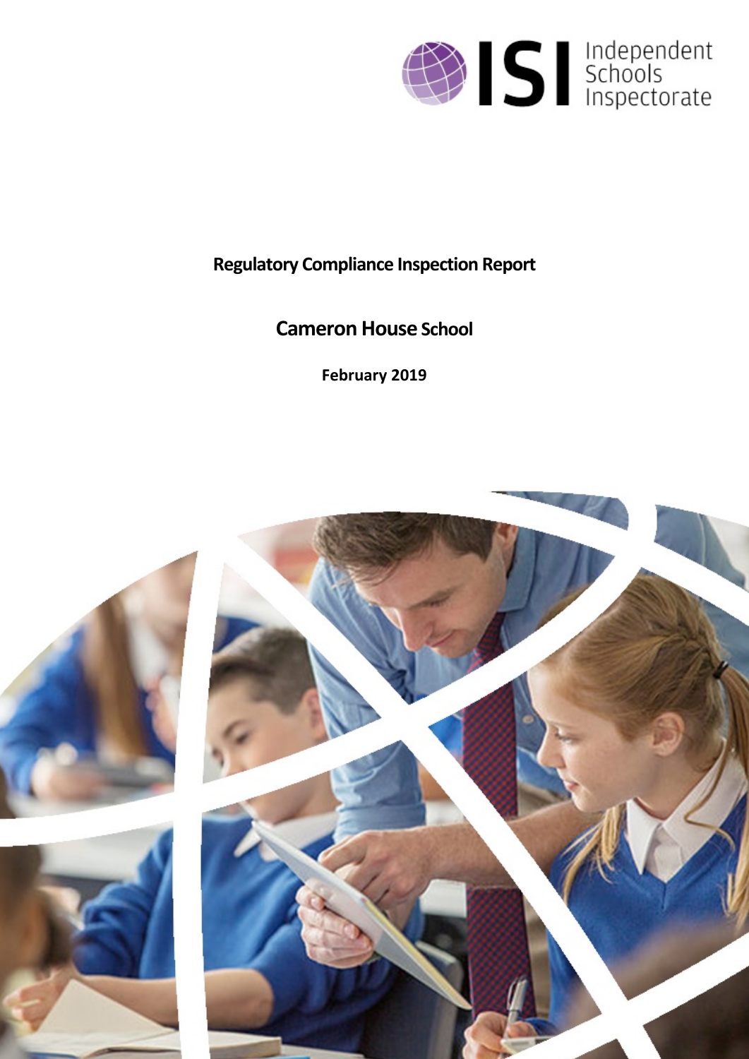ISI Independent Schools Inspectorate

# Regulatory Compliance Inspection Report

## Cameron House School

**February 2019**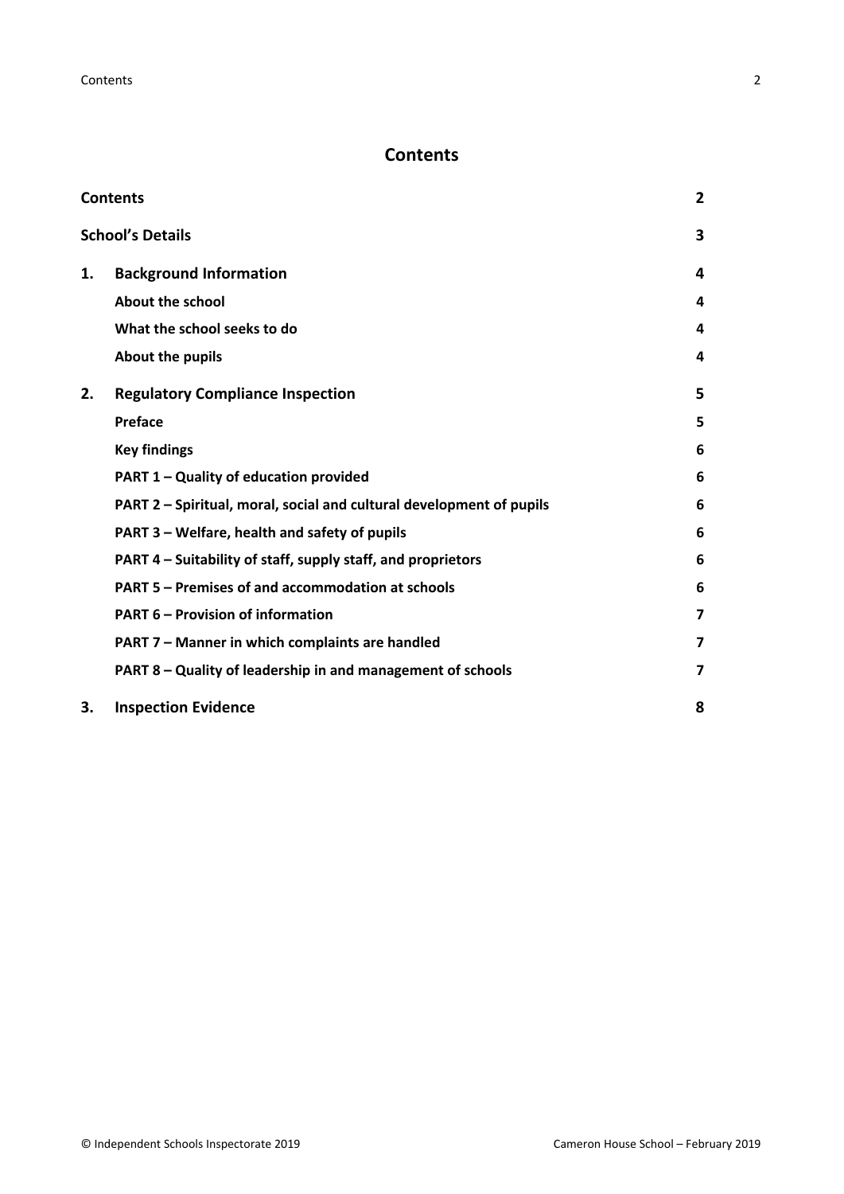# Contents

| | | |
|---|---|---|
| **Contents** | | **2** |
| **School's Details** | | **3** |
| **1.** | **Background Information** | **4** |
| | **About the school** | **4** |
| | **What the school seeks to do** | **4** |
| | **About the pupils** | **4** |
| **2.** | **Regulatory Compliance Inspection** | **5** |
| | **Preface** | **5** |
| | **Key findings** | **6** |
| | **PART 1 – Quality of education provided** | **6** |
| | **PART 2 – Spiritual, moral, social and cultural development of pupils** | **6** |
| | **PART 3 – Welfare, health and safety of pupils** | **6** |
| | **PART 4 – Suitability of staff, supply staff, and proprietors** | **6** |
| | **PART 5 – Premises of and accommodation at schools** | **6** |
| | **PART 6 – Provision of information** | **7** |
| | **PART 7 – Manner in which complaints are handled** | **7** |
| | **PART 8 – Quality of leadership in and management of schools** | **7** |
| **3.** | **Inspection Evidence** | **8** |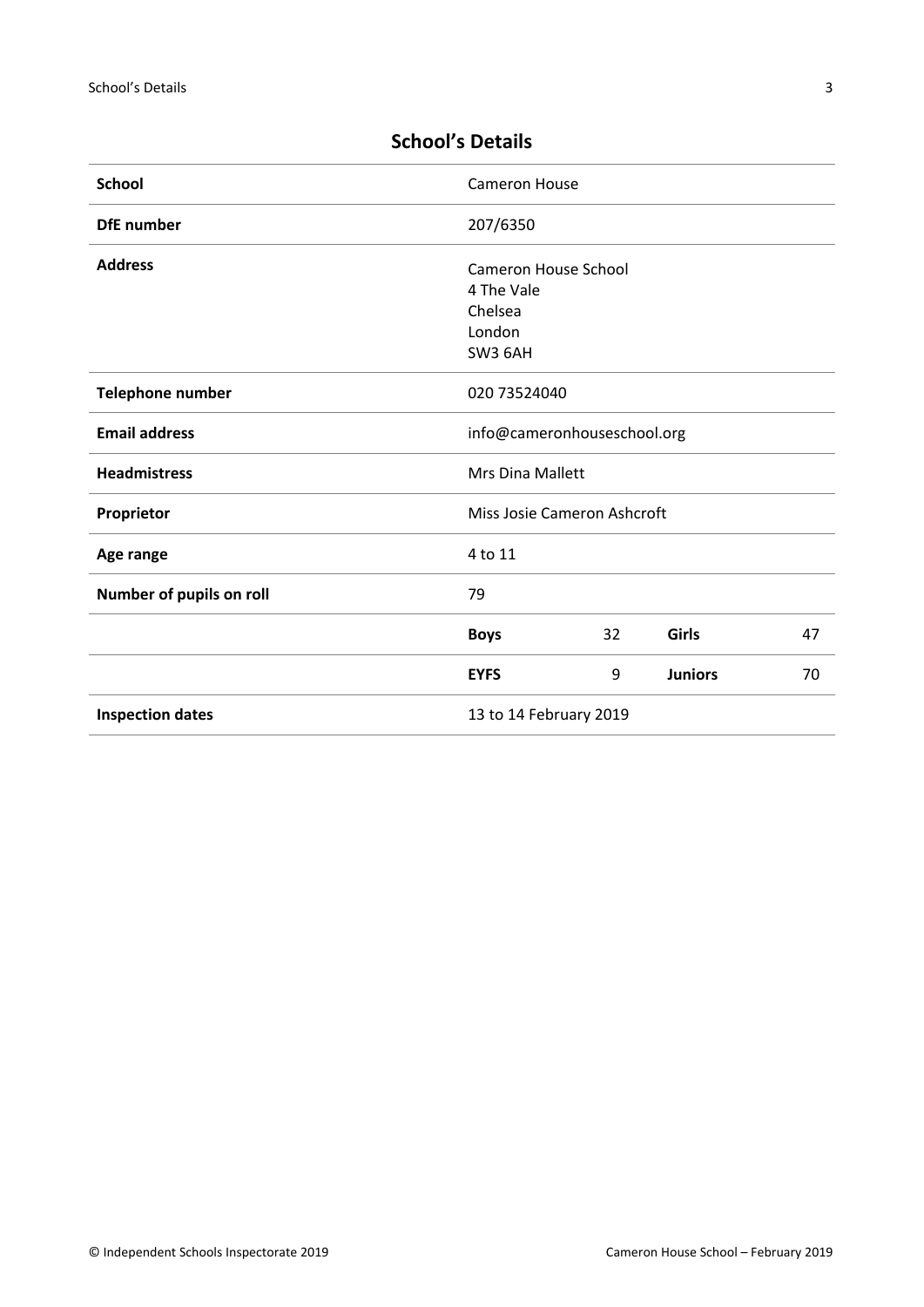## School's Details

| | | | | |
|---|---|---|---|---|
| **School** | Cameron House | | | |
| **DfE number** | 207/6350 | | | |
| **Address** | Cameron House School<br>4 The Vale<br>Chelsea<br>London<br>SW3 6AH | | | |
| **Telephone number** | 020 73524040 | | | |
| **Email address** | info@cameronhouseschool.org | | | |
| **Headmistress** | Mrs Dina Mallett | | | |
| **Proprietor** | Miss Josie Cameron Ashcroft | | | |
| **Age range** | 4 to 11 | | | |
| **Number of pupils on roll** | 79 | | | |
| | **Boys** | 32 | **Girls** | 47 |
| | **EYFS** | 9 | **Juniors** | 70 |
| **Inspection dates** | 13 to 14 February 2019 | | | |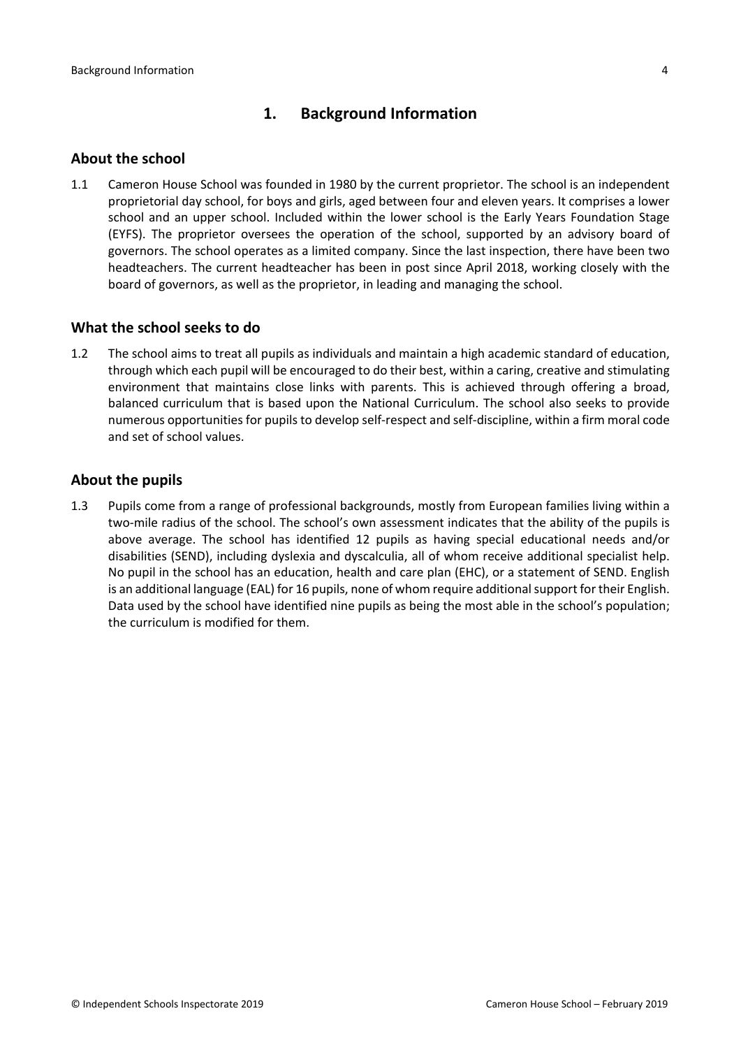## 1. Background Information

### About the school

1.1 Cameron House School was founded in 1980 by the current proprietor. The school is an independent proprietorial day school, for boys and girls, aged between four and eleven years. It comprises a lower school and an upper school. Included within the lower school is the Early Years Foundation Stage (EYFS). The proprietor oversees the operation of the school, supported by an advisory board of governors. The school operates as a limited company. Since the last inspection, there have been two headteachers. The current headteacher has been in post since April 2018, working closely with the board of governors, as well as the proprietor, in leading and managing the school.

### What the school seeks to do

1.2 The school aims to treat all pupils as individuals and maintain a high academic standard of education, through which each pupil will be encouraged to do their best, within a caring, creative and stimulating environment that maintains close links with parents. This is achieved through offering a broad, balanced curriculum that is based upon the National Curriculum. The school also seeks to provide numerous opportunities for pupils to develop self-respect and self-discipline, within a firm moral code and set of school values.

### About the pupils

1.3 Pupils come from a range of professional backgrounds, mostly from European families living within a two-mile radius of the school. The school's own assessment indicates that the ability of the pupils is above average. The school has identified 12 pupils as having special educational needs and/or disabilities (SEND), including dyslexia and dyscalculia, all of whom receive additional specialist help. No pupil in the school has an education, health and care plan (EHC), or a statement of SEND. English is an additional language (EAL) for 16 pupils, none of whom require additional support for their English. Data used by the school have identified nine pupils as being the most able in the school's population; the curriculum is modified for them.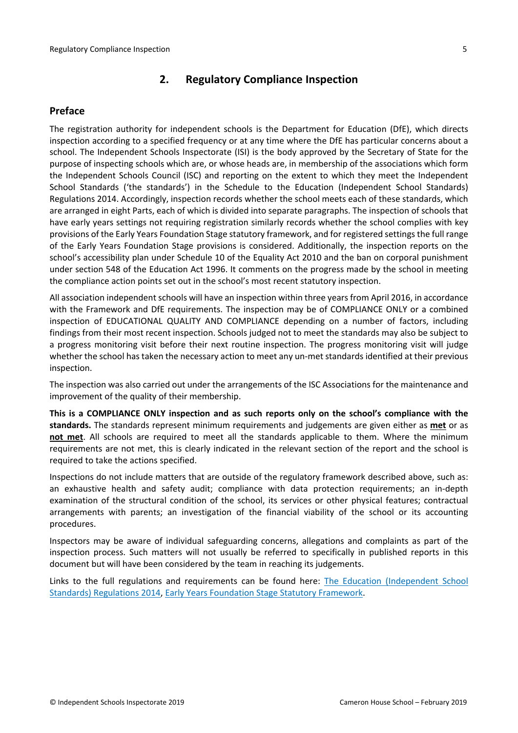## 2. Regulatory Compliance Inspection

### Preface

The registration authority for independent schools is the Department for Education (DfE), which directs inspection according to a specified frequency or at any time where the DfE has particular concerns about a school. The Independent Schools Inspectorate (ISI) is the body approved by the Secretary of State for the purpose of inspecting schools which are, or whose heads are, in membership of the associations which form the Independent Schools Council (ISC) and reporting on the extent to which they meet the Independent School Standards ('the standards') in the Schedule to the Education (Independent School Standards) Regulations 2014. Accordingly, inspection records whether the school meets each of these standards, which are arranged in eight Parts, each of which is divided into separate paragraphs. The inspection of schools that have early years settings not requiring registration similarly records whether the school complies with key provisions of the Early Years Foundation Stage statutory framework, and for registered settings the full range of the Early Years Foundation Stage provisions is considered. Additionally, the inspection reports on the school's accessibility plan under Schedule 10 of the Equality Act 2010 and the ban on corporal punishment under section 548 of the Education Act 1996. It comments on the progress made by the school in meeting the compliance action points set out in the school's most recent statutory inspection.

All association independent schools will have an inspection within three years from April 2016, in accordance with the Framework and DfE requirements. The inspection may be of COMPLIANCE ONLY or a combined inspection of EDUCATIONAL QUALITY AND COMPLIANCE depending on a number of factors, including findings from their most recent inspection. Schools judged not to meet the standards may also be subject to a progress monitoring visit before their next routine inspection. The progress monitoring visit will judge whether the school has taken the necessary action to meet any un-met standards identified at their previous inspection.

The inspection was also carried out under the arrangements of the ISC Associations for the maintenance and improvement of the quality of their membership.

**This is a COMPLIANCE ONLY inspection and as such reports only on the school's compliance with the standards.** The standards represent minimum requirements and judgements are given either as **met** or as **not met**. All schools are required to meet all the standards applicable to them. Where the minimum requirements are not met, this is clearly indicated in the relevant section of the report and the school is required to take the actions specified.

Inspections do not include matters that are outside of the regulatory framework described above, such as: an exhaustive health and safety audit; compliance with data protection requirements; an in-depth examination of the structural condition of the school, its services or other physical features; contractual arrangements with parents; an investigation of the financial viability of the school or its accounting procedures.

Inspectors may be aware of individual safeguarding concerns, allegations and complaints as part of the inspection process. Such matters will not usually be referred to specifically in published reports in this document but will have been considered by the team in reaching its judgements.

Links to the full regulations and requirements can be found here: The Education (Independent School Standards) Regulations 2014, Early Years Foundation Stage Statutory Framework.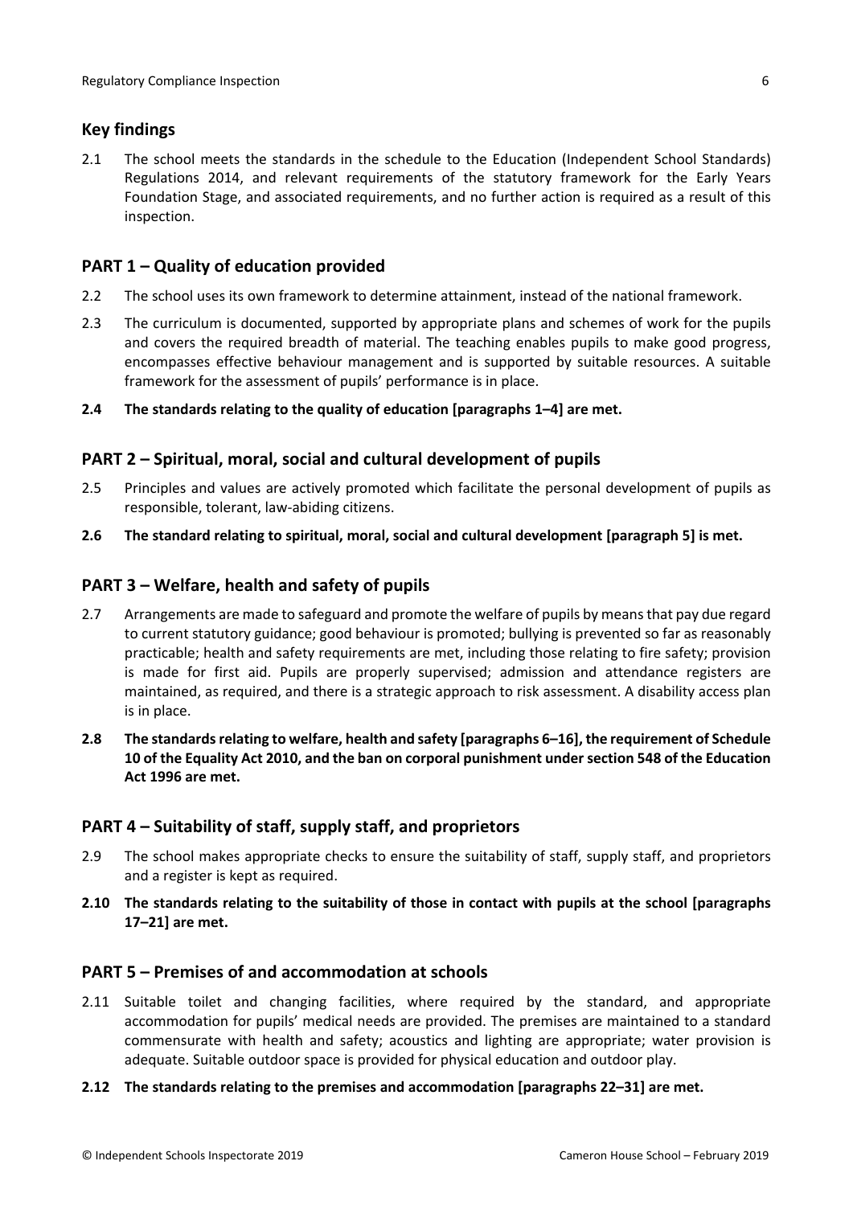## Key findings

2.1 The school meets the standards in the schedule to the Education (Independent School Standards) Regulations 2014, and relevant requirements of the statutory framework for the Early Years Foundation Stage, and associated requirements, and no further action is required as a result of this inspection.

## PART 1 – Quality of education provided

2.2 The school uses its own framework to determine attainment, instead of the national framework.

2.3 The curriculum is documented, supported by appropriate plans and schemes of work for the pupils and covers the required breadth of material. The teaching enables pupils to make good progress, encompasses effective behaviour management and is supported by suitable resources. A suitable framework for the assessment of pupils' performance is in place.

**2.4 The standards relating to the quality of education [paragraphs 1–4] are met.**

## PART 2 – Spiritual, moral, social and cultural development of pupils

2.5 Principles and values are actively promoted which facilitate the personal development of pupils as responsible, tolerant, law-abiding citizens.

**2.6 The standard relating to spiritual, moral, social and cultural development [paragraph 5] is met.**

## PART 3 – Welfare, health and safety of pupils

2.7 Arrangements are made to safeguard and promote the welfare of pupils by means that pay due regard to current statutory guidance; good behaviour is promoted; bullying is prevented so far as reasonably practicable; health and safety requirements are met, including those relating to fire safety; provision is made for first aid. Pupils are properly supervised; admission and attendance registers are maintained, as required, and there is a strategic approach to risk assessment. A disability access plan is in place.

**2.8 The standards relating to welfare, health and safety [paragraphs 6–16], the requirement of Schedule 10 of the Equality Act 2010, and the ban on corporal punishment under section 548 of the Education Act 1996 are met.**

## PART 4 – Suitability of staff, supply staff, and proprietors

2.9 The school makes appropriate checks to ensure the suitability of staff, supply staff, and proprietors and a register is kept as required.

**2.10 The standards relating to the suitability of those in contact with pupils at the school [paragraphs 17–21] are met.**

## PART 5 – Premises of and accommodation at schools

2.11 Suitable toilet and changing facilities, where required by the standard, and appropriate accommodation for pupils' medical needs are provided. The premises are maintained to a standard commensurate with health and safety; acoustics and lighting are appropriate; water provision is adequate. Suitable outdoor space is provided for physical education and outdoor play.

**2.12 The standards relating to the premises and accommodation [paragraphs 22–31] are met.**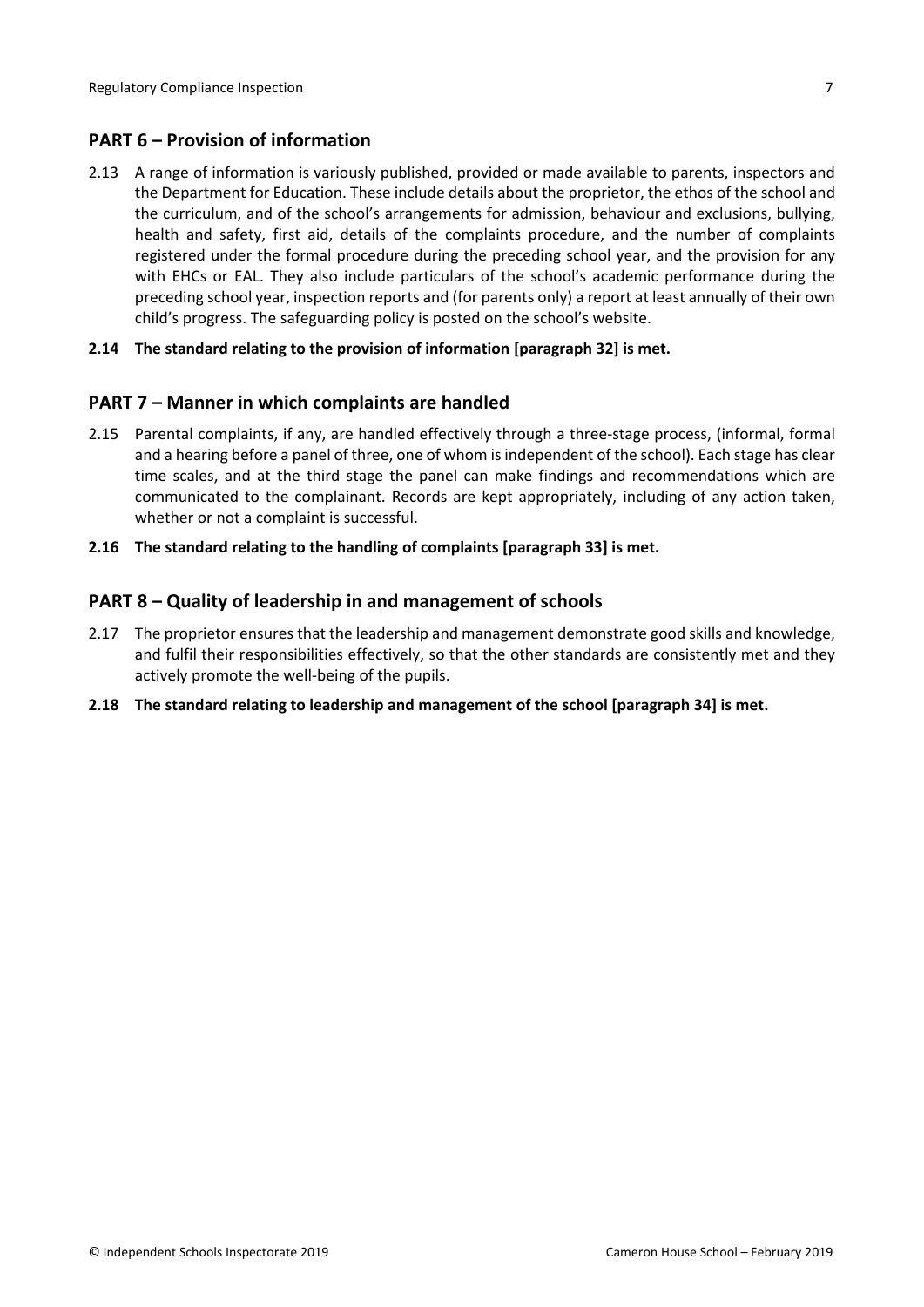## PART 6 – Provision of information

2.13 A range of information is variously published, provided or made available to parents, inspectors and the Department for Education. These include details about the proprietor, the ethos of the school and the curriculum, and of the school's arrangements for admission, behaviour and exclusions, bullying, health and safety, first aid, details of the complaints procedure, and the number of complaints registered under the formal procedure during the preceding school year, and the provision for any with EHCs or EAL. They also include particulars of the school's academic performance during the preceding school year, inspection reports and (for parents only) a report at least annually of their own child's progress. The safeguarding policy is posted on the school's website.

**2.14 The standard relating to the provision of information [paragraph 32] is met.**

## PART 7 – Manner in which complaints are handled

2.15 Parental complaints, if any, are handled effectively through a three-stage process, (informal, formal and a hearing before a panel of three, one of whom is independent of the school). Each stage has clear time scales, and at the third stage the panel can make findings and recommendations which are communicated to the complainant. Records are kept appropriately, including of any action taken, whether or not a complaint is successful.

**2.16 The standard relating to the handling of complaints [paragraph 33] is met.**

## PART 8 – Quality of leadership in and management of schools

2.17 The proprietor ensures that the leadership and management demonstrate good skills and knowledge, and fulfil their responsibilities effectively, so that the other standards are consistently met and they actively promote the well-being of the pupils.

**2.18 The standard relating to leadership and management of the school [paragraph 34] is met.**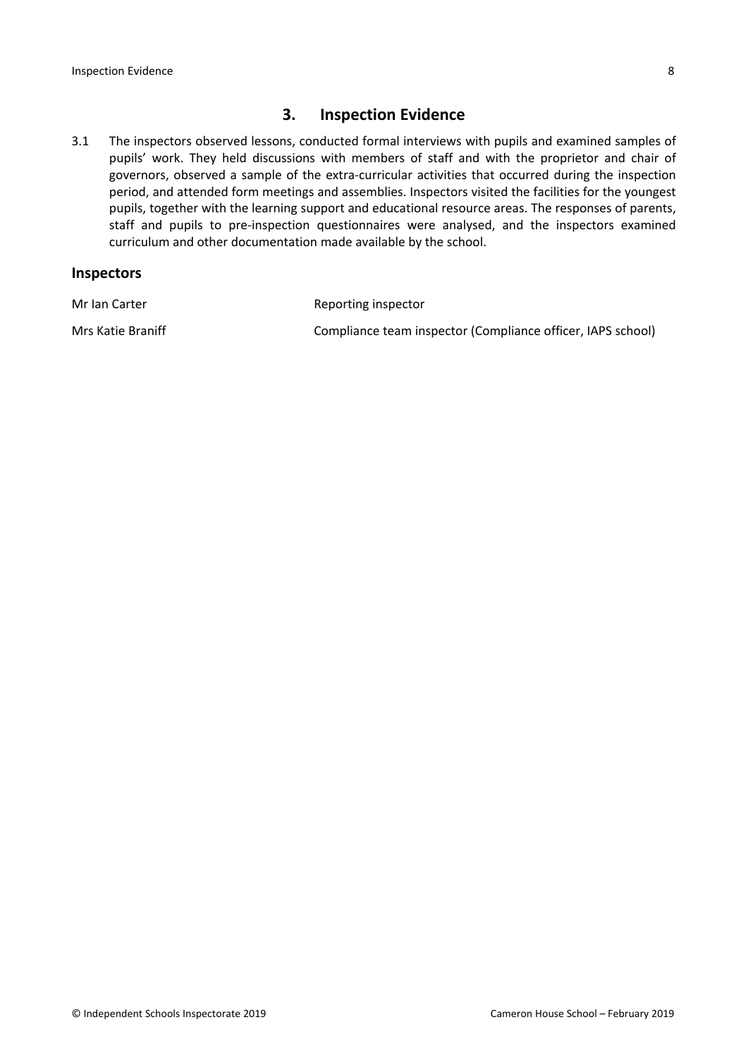## 3. Inspection Evidence

3.1 The inspectors observed lessons, conducted formal interviews with pupils and examined samples of pupils' work. They held discussions with members of staff and with the proprietor and chair of governors, observed a sample of the extra-curricular activities that occurred during the inspection period, and attended form meetings and assemblies. Inspectors visited the facilities for the youngest pupils, together with the learning support and educational resource areas. The responses of parents, staff and pupils to pre-inspection questionnaires were analysed, and the inspectors examined curriculum and other documentation made available by the school.

### Inspectors

| | |
|---|---|
| Mr Ian Carter | Reporting inspector |
| Mrs Katie Braniff | Compliance team inspector (Compliance officer, IAPS school) |